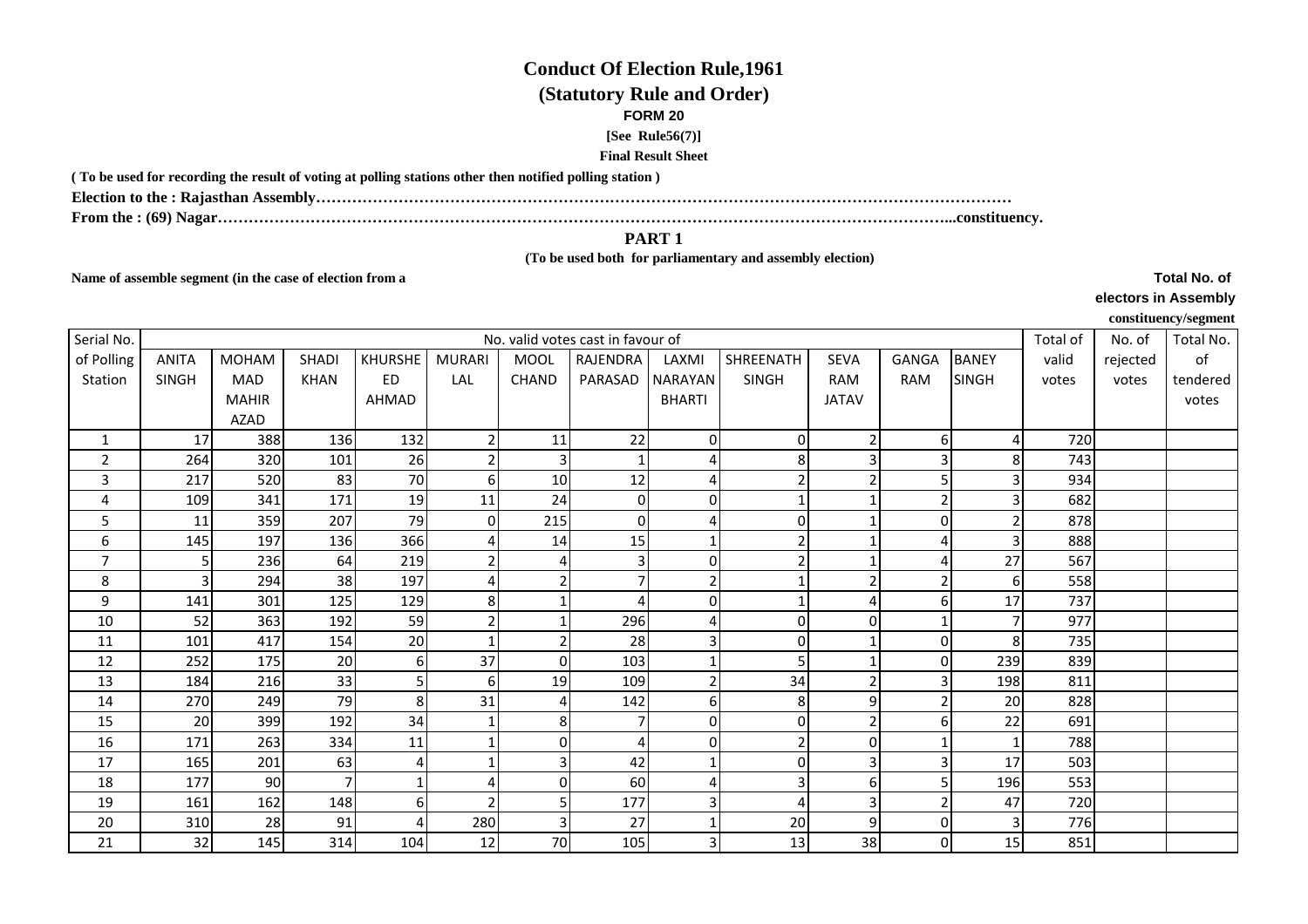# Conduct Of Election Rule,1961

## (Statutory Rule and Order)

**FORM 20**

**[See Rule56(7)]**

**Final Result Sheet**

**( To be used for recording the result of voting at polling stations other then notified polling station )**

**Election to the : Rajasthan Assembly…………………………………………………………………………………………………………………………**

**From the : (69) Nagar……………………………………………………………………………………………………………………...constituency.**

**PART 1**

**(To be used both for parliamentary and assembly election)**

**Name of assemble segment (in the case of election from a**

**Total No. of electors in Assembly constituency/segment**

| Serial No. of Polling Station | No. valid votes cast in favour of | | | | | | | | | | | | Total of valid votes | No. of rejected votes | Total No. of tendered votes |
|---|---|---|---|---|---|---|---|---|---|---|---|---|---|---|---|
| | ANITA SINGH | MOHAM MAD MAHIR AZAD | SHADI KHAN | KHURSHE ED AHMAD | MURARI LAL | MOOL CHAND | RAJENDRA PARASAD | LAXMI NARAYAN BHARTI | SHREENATH SINGH | SEVA RAM JATAV | GANGA RAM | BANEY SINGH | | | |
| 1 | 17 | 388 | 136 | 132 | 2 | 11 | 22 | 0 | 0 | 2 | 6 | 4 | 720 | | |
| 2 | 264 | 320 | 101 | 26 | 2 | 3 | 1 | 4 | 8 | 3 | 3 | 8 | 743 | | |
| 3 | 217 | 520 | 83 | 70 | 6 | 10 | 12 | 4 | 2 | 2 | 5 | 3 | 934 | | |
| 4 | 109 | 341 | 171 | 19 | 11 | 24 | 0 | 0 | 1 | 1 | 2 | 3 | 682 | | |
| 5 | 11 | 359 | 207 | 79 | 0 | 215 | 0 | 4 | 0 | 1 | 0 | 2 | 878 | | |
| 6 | 145 | 197 | 136 | 366 | 4 | 14 | 15 | 1 | 2 | 1 | 4 | 3 | 888 | | |
| 7 | 5 | 236 | 64 | 219 | 2 | 4 | 3 | 0 | 2 | 1 | 4 | 27 | 567 | | |
| 8 | 3 | 294 | 38 | 197 | 4 | 2 | 7 | 2 | 1 | 2 | 2 | 6 | 558 | | |
| 9 | 141 | 301 | 125 | 129 | 8 | 1 | 4 | 0 | 1 | 4 | 6 | 17 | 737 | | |
| 10 | 52 | 363 | 192 | 59 | 2 | 1 | 296 | 4 | 0 | 0 | 1 | 7 | 977 | | |
| 11 | 101 | 417 | 154 | 20 | 1 | 2 | 28 | 3 | 0 | 1 | 0 | 8 | 735 | | |
| 12 | 252 | 175 | 20 | 6 | 37 | 0 | 103 | 1 | 5 | 1 | 0 | 239 | 839 | | |
| 13 | 184 | 216 | 33 | 5 | 6 | 19 | 109 | 2 | 34 | 2 | 3 | 198 | 811 | | |
| 14 | 270 | 249 | 79 | 8 | 31 | 4 | 142 | 6 | 8 | 9 | 2 | 20 | 828 | | |
| 15 | 20 | 399 | 192 | 34 | 1 | 8 | 7 | 0 | 0 | 2 | 6 | 22 | 691 | | |
| 16 | 171 | 263 | 334 | 11 | 1 | 0 | 4 | 0 | 2 | 0 | 1 | 1 | 788 | | |
| 17 | 165 | 201 | 63 | 4 | 1 | 3 | 42 | 1 | 0 | 3 | 3 | 17 | 503 | | |
| 18 | 177 | 90 | 7 | 1 | 4 | 0 | 60 | 4 | 3 | 6 | 5 | 196 | 553 | | |
| 19 | 161 | 162 | 148 | 6 | 2 | 5 | 177 | 3 | 4 | 3 | 2 | 47 | 720 | | |
| 20 | 310 | 28 | 91 | 4 | 280 | 3 | 27 | 1 | 20 | 9 | 0 | 3 | 776 | | |
| 21 | 32 | 145 | 314 | 104 | 12 | 70 | 105 | 3 | 13 | 38 | 0 | 15 | 851 | | |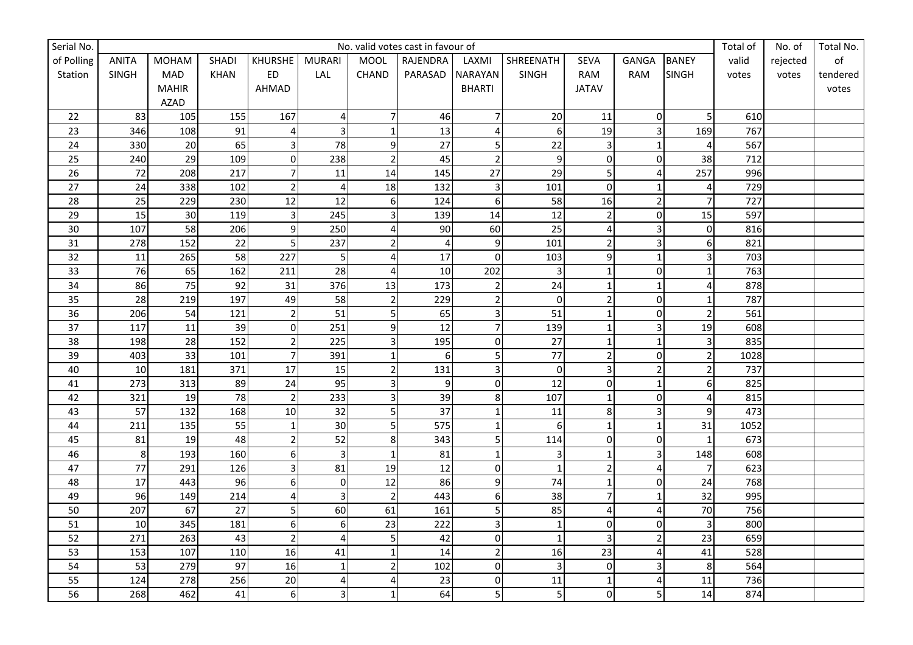| Serial No. of Polling Station | No. valid votes cast in favour of | | | | | | | | | | | | Total of valid votes | No. of rejected votes | Total No. of tendered votes |
|---|---|---|---|---|---|---|---|---|---|---|---|---|---|---|---|
| | ANITA SINGH | MOHAMMAD MAHIR AZAD | SHADI KHAN | KHURSHEED AHMAD | MURARI LAL | MOOL CHAND | RAJENDRA PARASAD | LAXMI NARAYAN BHARTI | SHREENATH SINGH | SEVA RAM JATAV | GANGA RAM | BANEY SINGH | | | |
| 22 | 83 | 105 | 155 | 167 | 4 | 7 | 46 | 7 | 20 | 11 | 0 | 5 | 610 | | |
| 23 | 346 | 108 | 91 | 4 | 3 | 1 | 13 | 4 | 6 | 19 | 3 | 169 | 767 | | |
| 24 | 330 | 20 | 65 | 3 | 78 | 9 | 27 | 5 | 22 | 3 | 1 | 4 | 567 | | |
| 25 | 240 | 29 | 109 | 0 | 238 | 2 | 45 | 2 | 9 | 0 | 0 | 38 | 712 | | |
| 26 | 72 | 208 | 217 | 7 | 11 | 14 | 145 | 27 | 29 | 5 | 4 | 257 | 996 | | |
| 27 | 24 | 338 | 102 | 2 | 4 | 18 | 132 | 3 | 101 | 0 | 1 | 4 | 729 | | |
| 28 | 25 | 229 | 230 | 12 | 12 | 6 | 124 | 6 | 58 | 16 | 2 | 7 | 727 | | |
| 29 | 15 | 30 | 119 | 3 | 245 | 3 | 139 | 14 | 12 | 2 | 0 | 15 | 597 | | |
| 30 | 107 | 58 | 206 | 9 | 250 | 4 | 90 | 60 | 25 | 4 | 3 | 0 | 816 | | |
| 31 | 278 | 152 | 22 | 5 | 237 | 2 | 4 | 9 | 101 | 2 | 3 | 6 | 821 | | |
| 32 | 11 | 265 | 58 | 227 | 5 | 4 | 17 | 0 | 103 | 9 | 1 | 3 | 703 | | |
| 33 | 76 | 65 | 162 | 211 | 28 | 4 | 10 | 202 | 3 | 1 | 0 | 1 | 763 | | |
| 34 | 86 | 75 | 92 | 31 | 376 | 13 | 173 | 2 | 24 | 1 | 1 | 4 | 878 | | |
| 35 | 28 | 219 | 197 | 49 | 58 | 2 | 229 | 2 | 0 | 2 | 0 | 1 | 787 | | |
| 36 | 206 | 54 | 121 | 2 | 51 | 5 | 65 | 3 | 51 | 1 | 0 | 2 | 561 | | |
| 37 | 117 | 11 | 39 | 0 | 251 | 9 | 12 | 7 | 139 | 1 | 3 | 19 | 608 | | |
| 38 | 198 | 28 | 152 | 2 | 225 | 3 | 195 | 0 | 27 | 1 | 1 | 3 | 835 | | |
| 39 | 403 | 33 | 101 | 7 | 391 | 1 | 6 | 5 | 77 | 2 | 0 | 2 | 1028 | | |
| 40 | 10 | 181 | 371 | 17 | 15 | 2 | 131 | 3 | 0 | 3 | 2 | 2 | 737 | | |
| 41 | 273 | 313 | 89 | 24 | 95 | 3 | 9 | 0 | 12 | 0 | 1 | 6 | 825 | | |
| 42 | 321 | 19 | 78 | 2 | 233 | 3 | 39 | 8 | 107 | 1 | 0 | 4 | 815 | | |
| 43 | 57 | 132 | 168 | 10 | 32 | 5 | 37 | 1 | 11 | 8 | 3 | 9 | 473 | | |
| 44 | 211 | 135 | 55 | 1 | 30 | 5 | 575 | 1 | 6 | 1 | 1 | 31 | 1052 | | |
| 45 | 81 | 19 | 48 | 2 | 52 | 8 | 343 | 5 | 114 | 0 | 0 | 1 | 673 | | |
| 46 | 8 | 193 | 160 | 6 | 3 | 1 | 81 | 1 | 3 | 1 | 3 | 148 | 608 | | |
| 47 | 77 | 291 | 126 | 3 | 81 | 19 | 12 | 0 | 1 | 2 | 4 | 7 | 623 | | |
| 48 | 17 | 443 | 96 | 6 | 0 | 12 | 86 | 9 | 74 | 1 | 0 | 24 | 768 | | |
| 49 | 96 | 149 | 214 | 4 | 3 | 2 | 443 | 6 | 38 | 7 | 1 | 32 | 995 | | |
| 50 | 207 | 67 | 27 | 5 | 60 | 61 | 161 | 5 | 85 | 4 | 4 | 70 | 756 | | |
| 51 | 10 | 345 | 181 | 6 | 6 | 23 | 222 | 3 | 1 | 0 | 0 | 3 | 800 | | |
| 52 | 271 | 263 | 43 | 2 | 4 | 5 | 42 | 0 | 1 | 3 | 2 | 23 | 659 | | |
| 53 | 153 | 107 | 110 | 16 | 41 | 1 | 14 | 2 | 16 | 23 | 4 | 41 | 528 | | |
| 54 | 53 | 279 | 97 | 16 | 1 | 2 | 102 | 0 | 3 | 0 | 3 | 8 | 564 | | |
| 55 | 124 | 278 | 256 | 20 | 4 | 4 | 23 | 0 | 11 | 1 | 4 | 11 | 736 | | |
| 56 | 268 | 462 | 41 | 6 | 3 | 1 | 64 | 5 | 5 | 0 | 5 | 14 | 874 | | |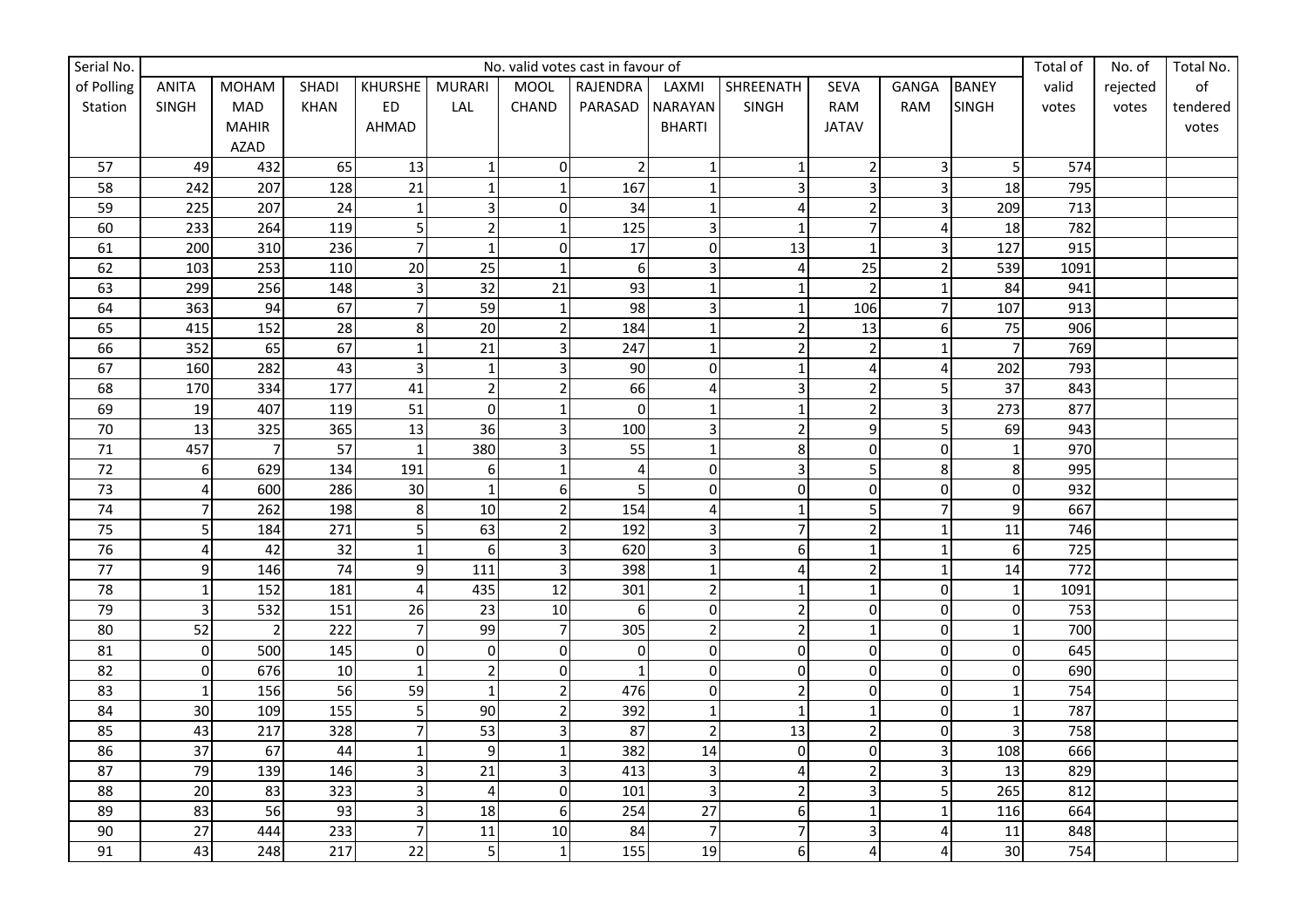| Serial No. of Polling Station | No. valid votes cast in favour of | | | | | | | | | | | | Total of valid votes | No. of rejected votes | Total No. of tendered votes |
|---|---|---|---|---|---|---|---|---|---|---|---|---|---|---|---|
| | ANITA SINGH | MOHAM MAD MAHIR AZAD | SHADI KHAN | KHURSHE ED AHMAD | MURARI LAL | MOOL CHAND | RAJENDRA PARASAD | LAXMI NARAYAN BHARTI | SHREENATH SINGH | SEVA RAM JATAV | GANGA RAM | BANEY SINGH | | | |
| 57 | 49 | 432 | 65 | 13 | 1 | 0 | 2 | 1 | 1 | 2 | 3 | 5 | 574 | | |
| 58 | 242 | 207 | 128 | 21 | 1 | 1 | 167 | 1 | 3 | 3 | 3 | 18 | 795 | | |
| 59 | 225 | 207 | 24 | 1 | 3 | 0 | 34 | 1 | 4 | 2 | 3 | 209 | 713 | | |
| 60 | 233 | 264 | 119 | 5 | 2 | 1 | 125 | 3 | 1 | 7 | 4 | 18 | 782 | | |
| 61 | 200 | 310 | 236 | 7 | 1 | 0 | 17 | 0 | 13 | 1 | 3 | 127 | 915 | | |
| 62 | 103 | 253 | 110 | 20 | 25 | 1 | 6 | 3 | 4 | 25 | 2 | 539 | 1091 | | |
| 63 | 299 | 256 | 148 | 3 | 32 | 21 | 93 | 1 | 1 | 2 | 1 | 84 | 941 | | |
| 64 | 363 | 94 | 67 | 7 | 59 | 1 | 98 | 3 | 1 | 106 | 7 | 107 | 913 | | |
| 65 | 415 | 152 | 28 | 8 | 20 | 2 | 184 | 1 | 2 | 13 | 6 | 75 | 906 | | |
| 66 | 352 | 65 | 67 | 1 | 21 | 3 | 247 | 1 | 2 | 2 | 1 | 7 | 769 | | |
| 67 | 160 | 282 | 43 | 3 | 1 | 3 | 90 | 0 | 1 | 4 | 4 | 202 | 793 | | |
| 68 | 170 | 334 | 177 | 41 | 2 | 2 | 66 | 4 | 3 | 2 | 5 | 37 | 843 | | |
| 69 | 19 | 407 | 119 | 51 | 0 | 1 | 0 | 1 | 1 | 2 | 3 | 273 | 877 | | |
| 70 | 13 | 325 | 365 | 13 | 36 | 3 | 100 | 3 | 2 | 9 | 5 | 69 | 943 | | |
| 71 | 457 | 7 | 57 | 1 | 380 | 3 | 55 | 1 | 8 | 0 | 0 | 1 | 970 | | |
| 72 | 6 | 629 | 134 | 191 | 6 | 1 | 4 | 0 | 3 | 5 | 8 | 8 | 995 | | |
| 73 | 4 | 600 | 286 | 30 | 1 | 6 | 5 | 0 | 0 | 0 | 0 | 0 | 932 | | |
| 74 | 7 | 262 | 198 | 8 | 10 | 2 | 154 | 4 | 1 | 5 | 7 | 9 | 667 | | |
| 75 | 5 | 184 | 271 | 5 | 63 | 2 | 192 | 3 | 7 | 2 | 1 | 11 | 746 | | |
| 76 | 4 | 42 | 32 | 1 | 6 | 3 | 620 | 3 | 6 | 1 | 1 | 6 | 725 | | |
| 77 | 9 | 146 | 74 | 9 | 111 | 3 | 398 | 1 | 4 | 2 | 1 | 14 | 772 | | |
| 78 | 1 | 152 | 181 | 4 | 435 | 12 | 301 | 2 | 1 | 1 | 0 | 1 | 1091 | | |
| 79 | 3 | 532 | 151 | 26 | 23 | 10 | 6 | 0 | 2 | 0 | 0 | 0 | 753 | | |
| 80 | 52 | 2 | 222 | 7 | 99 | 7 | 305 | 2 | 2 | 1 | 0 | 1 | 700 | | |
| 81 | 0 | 500 | 145 | 0 | 0 | 0 | 0 | 0 | 0 | 0 | 0 | 0 | 645 | | |
| 82 | 0 | 676 | 10 | 1 | 2 | 0 | 1 | 0 | 0 | 0 | 0 | 0 | 690 | | |
| 83 | 1 | 156 | 56 | 59 | 1 | 2 | 476 | 0 | 2 | 0 | 0 | 1 | 754 | | |
| 84 | 30 | 109 | 155 | 5 | 90 | 2 | 392 | 1 | 1 | 1 | 0 | 1 | 787 | | |
| 85 | 43 | 217 | 328 | 7 | 53 | 3 | 87 | 2 | 13 | 2 | 0 | 3 | 758 | | |
| 86 | 37 | 67 | 44 | 1 | 9 | 1 | 382 | 14 | 0 | 0 | 3 | 108 | 666 | | |
| 87 | 79 | 139 | 146 | 3 | 21 | 3 | 413 | 3 | 4 | 2 | 3 | 13 | 829 | | |
| 88 | 20 | 83 | 323 | 3 | 4 | 0 | 101 | 3 | 2 | 3 | 5 | 265 | 812 | | |
| 89 | 83 | 56 | 93 | 3 | 18 | 6 | 254 | 27 | 6 | 1 | 1 | 116 | 664 | | |
| 90 | 27 | 444 | 233 | 7 | 11 | 10 | 84 | 7 | 7 | 3 | 4 | 11 | 848 | | |
| 91 | 43 | 248 | 217 | 22 | 5 | 1 | 155 | 19 | 6 | 4 | 4 | 30 | 754 | | |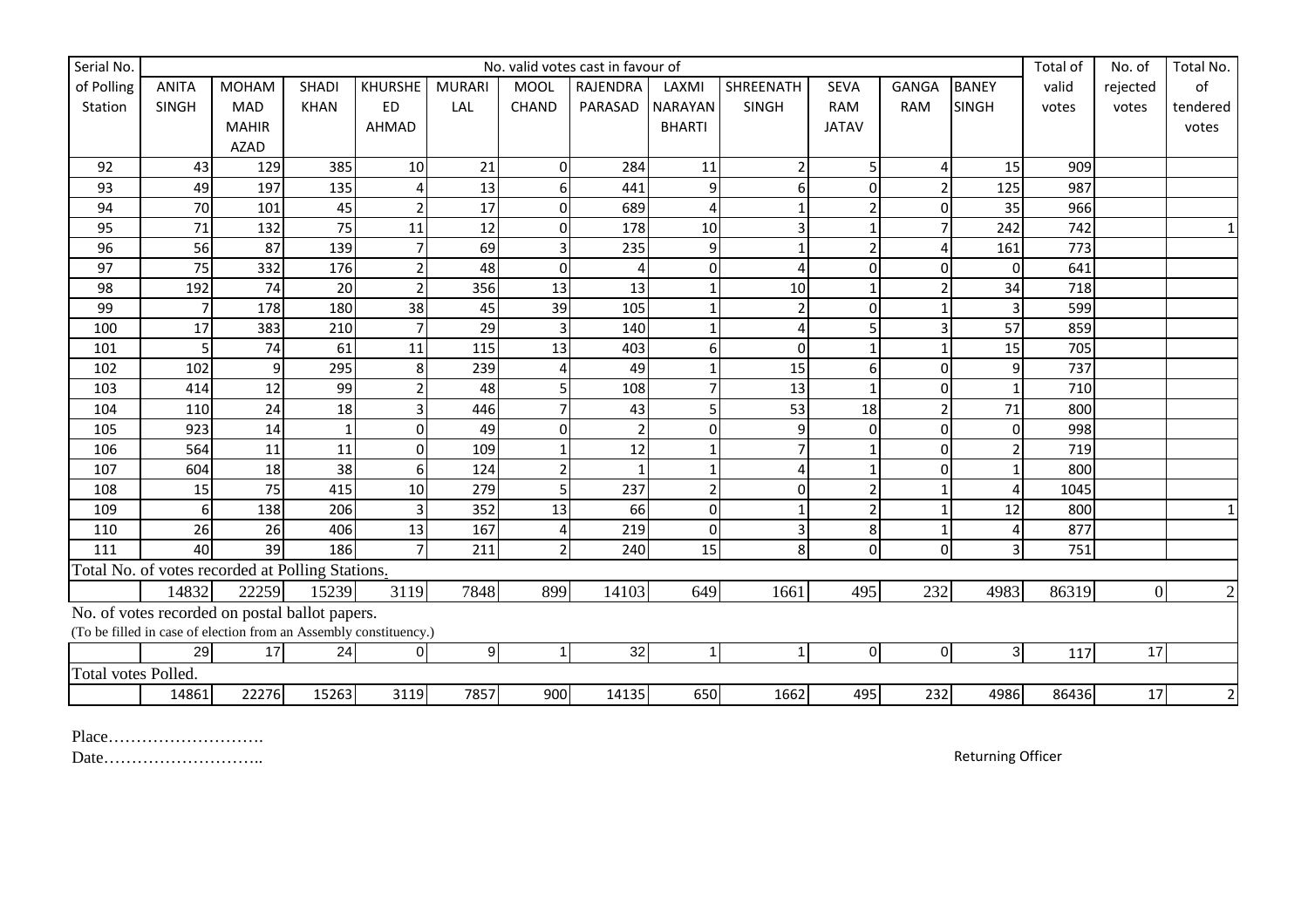| Serial No. of Polling Station | No. valid votes cast in favour of | | | | | | | | | | | | Total of valid votes | No. of rejected votes | Total No. of tendered votes |
|---|---|---|---|---|---|---|---|---|---|---|---|---|---|---|---|
| | ANITA SINGH | MOHAMMAD MAHIR AZAD | SHADI KHAN | KHURSHED AHMAD | MURARI LAL | MOOL CHAND | RAJENDRA PARASAD | LAXMI NARAYAN BHARTI | SHREENATH SINGH | SEVA RAM JATAV | GANGA RAM | BANEY SINGH | | | |
| 92 | 43 | 129 | 385 | 10 | 21 | 0 | 284 | 11 | 2 | 5 | 4 | 15 | 909 | | |
| 93 | 49 | 197 | 135 | 4 | 13 | 6 | 441 | 9 | 6 | 0 | 2 | 125 | 987 | | |
| 94 | 70 | 101 | 45 | 2 | 17 | 0 | 689 | 4 | 1 | 2 | 0 | 35 | 966 | | |
| 95 | 71 | 132 | 75 | 11 | 12 | 0 | 178 | 10 | 3 | 1 | 7 | 242 | 742 | | 1 |
| 96 | 56 | 87 | 139 | 7 | 69 | 3 | 235 | 9 | 1 | 2 | 4 | 161 | 773 | | |
| 97 | 75 | 332 | 176 | 2 | 48 | 0 | 4 | 0 | 4 | 0 | 0 | 0 | 641 | | |
| 98 | 192 | 74 | 20 | 2 | 356 | 13 | 13 | 1 | 10 | 1 | 2 | 34 | 718 | | |
| 99 | 7 | 178 | 180 | 38 | 45 | 39 | 105 | 1 | 2 | 0 | 1 | 3 | 599 | | |
| 100 | 17 | 383 | 210 | 7 | 29 | 3 | 140 | 1 | 4 | 5 | 3 | 57 | 859 | | |
| 101 | 5 | 74 | 61 | 11 | 115 | 13 | 403 | 6 | 0 | 1 | 1 | 15 | 705 | | |
| 102 | 102 | 9 | 295 | 8 | 239 | 4 | 49 | 1 | 15 | 6 | 0 | 9 | 737 | | |
| 103 | 414 | 12 | 99 | 2 | 48 | 5 | 108 | 7 | 13 | 1 | 0 | 1 | 710 | | |
| 104 | 110 | 24 | 18 | 3 | 446 | 7 | 43 | 5 | 53 | 18 | 2 | 71 | 800 | | |
| 105 | 923 | 14 | 1 | 0 | 49 | 0 | 2 | 0 | 9 | 0 | 0 | 0 | 998 | | |
| 106 | 564 | 11 | 11 | 0 | 109 | 1 | 12 | 1 | 7 | 1 | 0 | 2 | 719 | | |
| 107 | 604 | 18 | 38 | 6 | 124 | 2 | 1 | 1 | 4 | 1 | 0 | 1 | 800 | | |
| 108 | 15 | 75 | 415 | 10 | 279 | 5 | 237 | 2 | 0 | 2 | 1 | 4 | 1045 | | |
| 109 | 6 | 138 | 206 | 3 | 352 | 13 | 66 | 0 | 1 | 2 | 1 | 12 | 800 | | 1 |
| 110 | 26 | 26 | 406 | 13 | 167 | 4 | 219 | 0 | 3 | 8 | 1 | 4 | 877 | | |
| 111 | 40 | 39 | 186 | 7 | 211 | 2 | 240 | 15 | 8 | 0 | 0 | 3 | 751 | | |
| Total No. of votes recorded at Polling Stations. | | | | | | | | | | | | | | | |
| | 14832 | 22259 | 15239 | 3119 | 7848 | 899 | 14103 | 649 | 1661 | 495 | 232 | 4983 | 86319 | 0 | 2 |
| No. of votes recorded on postal ballot papers. (To be filled in case of election from an Assembly constituency.) | | | | | | | | | | | | | | | |
| | 29 | 17 | 24 | 0 | 9 | 1 | 32 | 1 | 1 | 0 | 0 | 3 | 117 | 17 | |
| Total votes Polled. | | | | | | | | | | | | | | | |
| | 14861 | 22276 | 15263 | 3119 | 7857 | 900 | 14135 | 650 | 1662 | 495 | 232 | 4986 | 86436 | 17 | 2 |

Place……………………….

Date………………………..

Returning Officer